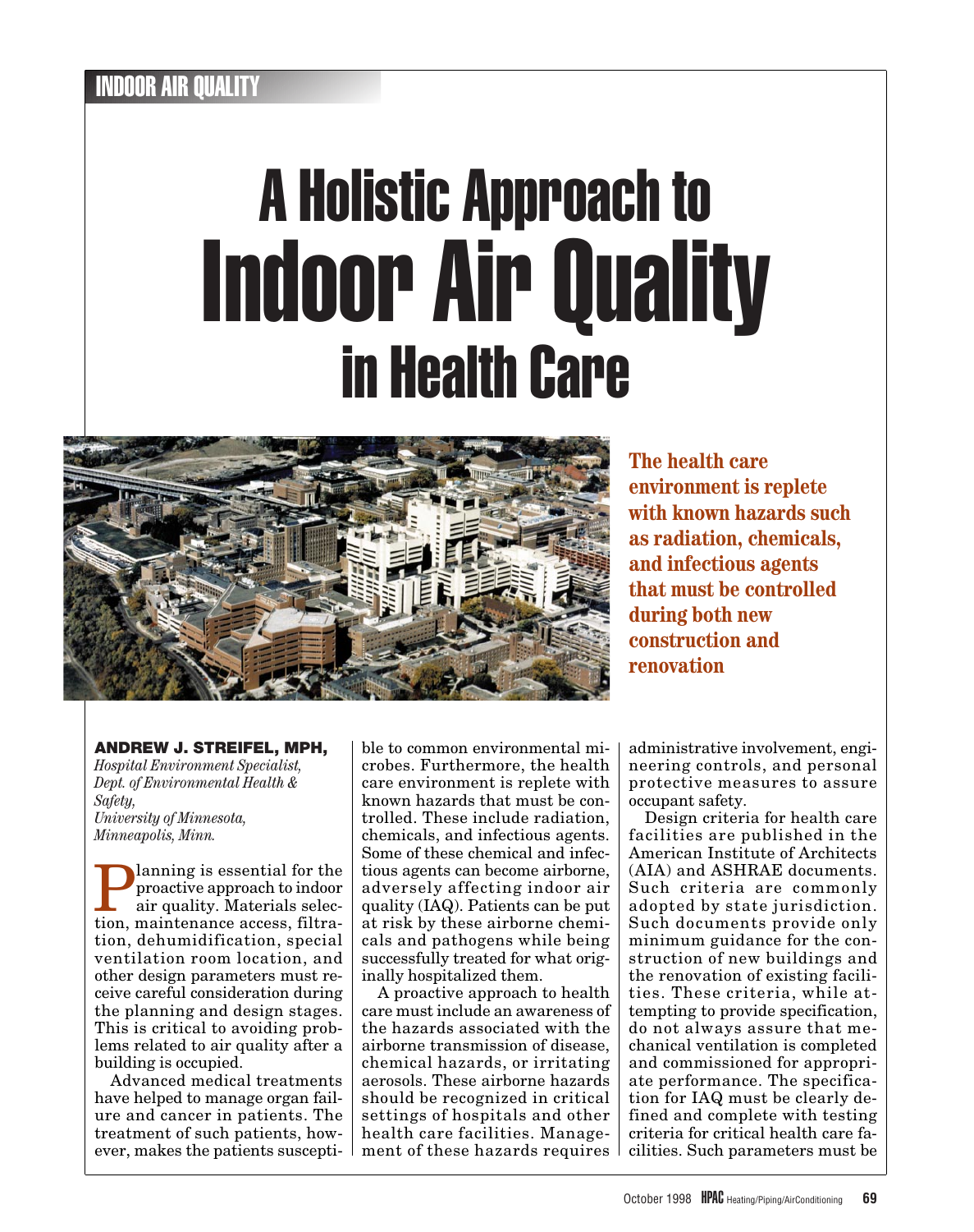INDOOR AIR QUALITY

# A Holistic Approach to Indoor Air Quality in Health Care

**The health care environment is replete with known hazards such as radiation, chemicals, and infectious agents that must be controlled during both new construction and renovation**

**ANDREW J. STREIFEL, MPH,**
*Hospital Environment Specialist, Dept. of Environmental Health & Safety, University of Minnesota, Minneapolis, Minn.*

Planning is essential for the proactive approach to indoor air quality. Materials selection, maintenance access, filtration, dehumidification, special ventilation room location, and other design parameters must receive careful consideration during the planning and design stages. This is critical to avoiding problems related to air quality after a building is occupied.

Advanced medical treatments have helped to manage organ failure and cancer in patients. The treatment of such patients, however, makes the patients susceptible to common environmental microbes. Furthermore, the health care environment is replete with known hazards that must be controlled. These include radiation, chemicals, and infectious agents. Some of these chemical and infectious agents can become airborne, adversely affecting indoor air quality (IAQ). Patients can be put at risk by these airborne chemicals and pathogens while being successfully treated for what originally hospitalized them.

A proactive approach to health care must include an awareness of the hazards associated with the airborne transmission of disease, chemical hazards, or irritating aerosols. These airborne hazards should be recognized in critical settings of hospitals and other health care facilities. Management of these hazards requires administrative involvement, engineering controls, and personal protective measures to assure occupant safety.

Design criteria for health care facilities are published in the American Institute of Architects (AIA) and ASHRAE documents. Such criteria are commonly adopted by state jurisdiction. Such documents provide only minimum guidance for the construction of new buildings and the renovation of existing facilities. These criteria, while attempting to provide specification, do not always assure that mechanical ventilation is completed and commissioned for appropriate performance. The specification for IAQ must be clearly defined and complete with testing criteria for critical health care facilities. Such parameters must be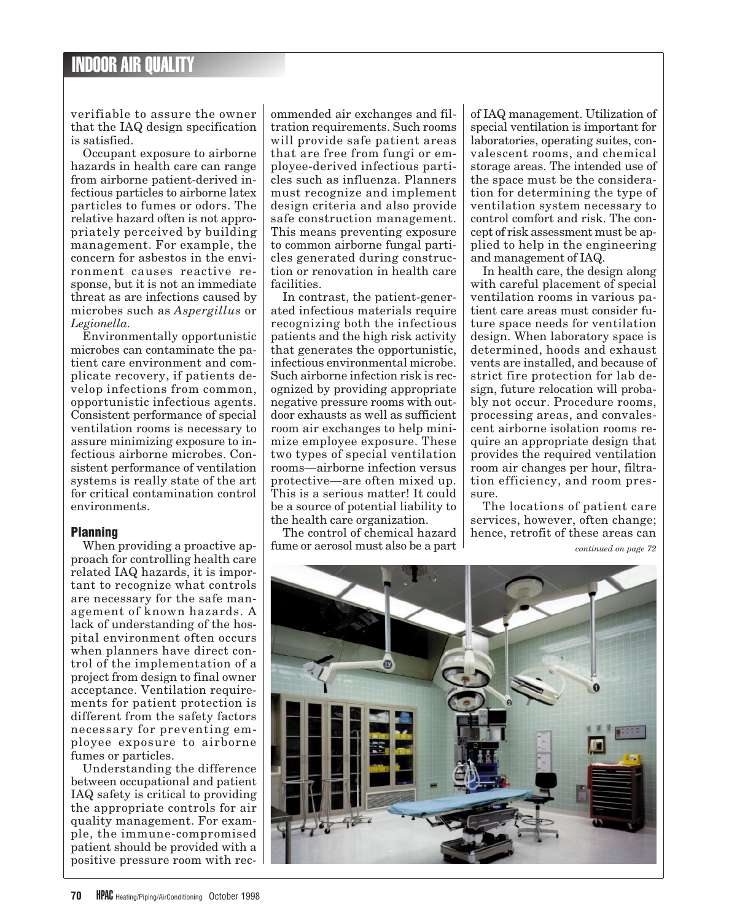verifiable to assure the owner that the IAQ design specification is satisfied.

Occupant exposure to airborne hazards in health care can range from airborne patient-derived infectious particles to airborne latex particles to fumes or odors. The relative hazard often is not appropriately perceived by building management. For example, the concern for asbestos in the environment causes reactive response, but it is not an immediate threat as are infections caused by microbes such as *Aspergillus* or *Legionella.*

Environmentally opportunistic microbes can contaminate the patient care environment and complicate recovery, if patients develop infections from common, opportunistic infectious agents. Consistent performance of special ventilation rooms is necessary to assure minimizing exposure to infectious airborne microbes. Consistent performance of ventilation systems is really state of the art for critical contamination control environments.

## Planning

When providing a proactive approach for controlling health care related IAQ hazards, it is important to recognize what controls are necessary for the safe management of known hazards. A lack of understanding of the hospital environment often occurs when planners have direct control of the implementation of a project from design to final owner acceptance. Ventilation requirements for patient protection is different from the safety factors necessary for preventing employee exposure to airborne fumes or particles.

Understanding the difference between occupational and patient IAQ safety is critical to providing the appropriate controls for air quality management. For example, the immune-compromised patient should be provided with a positive pressure room with recommended air exchanges and filtration requirements. Such rooms will provide safe patient areas that are free from fungi or employee-derived infectious particles such as influenza. Planners must recognize and implement design criteria and also provide safe construction management. This means preventing exposure to common airborne fungal particles generated during construction or renovation in health care facilities.

In contrast, the patient-generated infectious materials require recognizing both the infectious patients and the high risk activity that generates the opportunistic, infectious environmental microbe. Such airborne infection risk is recognized by providing appropriate negative pressure rooms with outdoor exhausts as well as sufficient room air exchanges to help minimize employee exposure. These two types of special ventilation rooms—airborne infection versus protective—are often mixed up. This is a serious matter! It could be a source of potential liability to the health care organization.

The control of chemical hazard fume or aerosol must also be a part of IAQ management. Utilization of special ventilation is important for laboratories, operating suites, convalescent rooms, and chemical storage areas. The intended use of the space must be the consideration for determining the type of ventilation system necessary to control comfort and risk. The concept of risk assessment must be applied to help in the engineering and management of IAQ.

In health care, the design along with careful placement of special ventilation rooms in various patient care areas must consider future space needs for ventilation design. When laboratory space is determined, hoods and exhaust vents are installed, and because of strict fire protection for lab design, future relocation will probably not occur. Procedure rooms, processing areas, and convalescent airborne isolation rooms require an appropriate design that provides the required ventilation room air changes per hour, filtration efficiency, and room pressure.

The locations of patient care services, however, often change; hence, retrofit of these areas can

*continued on page 72*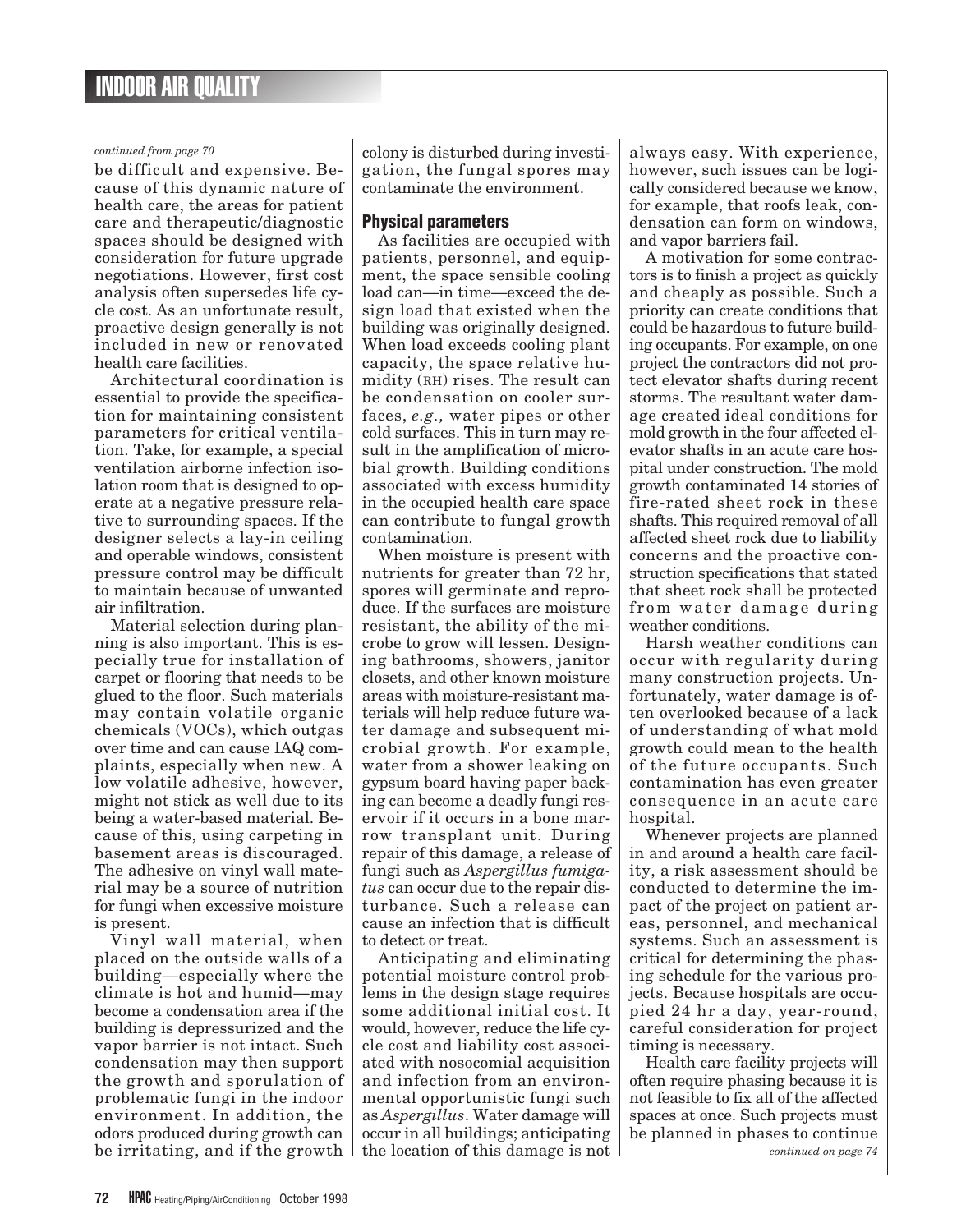*continued from page 70*

be difficult and expensive. Because of this dynamic nature of health care, the areas for patient care and therapeutic/diagnostic spaces should be designed with consideration for future upgrade negotiations. However, first cost analysis often supersedes life cycle cost. As an unfortunate result, proactive design generally is not included in new or renovated health care facilities.

Architectural coordination is essential to provide the specification for maintaining consistent parameters for critical ventilation. Take, for example, a special ventilation airborne infection isolation room that is designed to operate at a negative pressure relative to surrounding spaces. If the designer selects a lay-in ceiling and operable windows, consistent pressure control may be difficult to maintain because of unwanted air infiltration.

Material selection during planning is also important. This is especially true for installation of carpet or flooring that needs to be glued to the floor. Such materials may contain volatile organic chemicals (VOCs), which outgas over time and can cause IAQ complaints, especially when new. A low volatile adhesive, however, might not stick as well due to its being a water-based material. Because of this, using carpeting in basement areas is discouraged. The adhesive on vinyl wall material may be a source of nutrition for fungi when excessive moisture is present.

Vinyl wall material, when placed on the outside walls of a building—especially where the climate is hot and humid—may become a condensation area if the building is depressurized and the vapor barrier is not intact. Such condensation may then support the growth and sporulation of problematic fungi in the indoor environment. In addition, the odors produced during growth can be irritating, and if the growth colony is disturbed during investigation, the fungal spores may contaminate the environment.

## Physical parameters

As facilities are occupied with patients, personnel, and equipment, the space sensible cooling load can—in time—exceed the design load that existed when the building was originally designed. When load exceeds cooling plant capacity, the space relative humidity (RH) rises. The result can be condensation on cooler surfaces, *e.g.,* water pipes or other cold surfaces. This in turn may result in the amplification of microbial growth. Building conditions associated with excess humidity in the occupied health care space can contribute to fungal growth contamination.

When moisture is present with nutrients for greater than 72 hr, spores will germinate and reproduce. If the surfaces are moisture resistant, the ability of the microbe to grow will lessen. Designing bathrooms, showers, janitor closets, and other known moisture areas with moisture-resistant materials will help reduce future water damage and subsequent microbial growth. For example, water from a shower leaking on gypsum board having paper backing can become a deadly fungi reservoir if it occurs in a bone marrow transplant unit. During repair of this damage, a release of fungi such as *Aspergillus fumigatus* can occur due to the repair disturbance. Such a release can cause an infection that is difficult to detect or treat.

Anticipating and eliminating potential moisture control problems in the design stage requires some additional initial cost. It would, however, reduce the life cycle cost and liability cost associated with nosocomial acquisition and infection from an environmental opportunistic fungi such as *Aspergillus*. Water damage will occur in all buildings; anticipating the location of this damage is not always easy. With experience, however, such issues can be logically considered because we know, for example, that roofs leak, condensation can form on windows, and vapor barriers fail.

A motivation for some contractors is to finish a project as quickly and cheaply as possible. Such a priority can create conditions that could be hazardous to future building occupants. For example, on one project the contractors did not protect elevator shafts during recent storms. The resultant water damage created ideal conditions for mold growth in the four affected elevator shafts in an acute care hospital under construction. The mold growth contaminated 14 stories of fire-rated sheet rock in these shafts. This required removal of all affected sheet rock due to liability concerns and the proactive construction specifications that stated that sheet rock shall be protected from water damage during weather conditions.

Harsh weather conditions can occur with regularity during many construction projects. Unfortunately, water damage is often overlooked because of a lack of understanding of what mold growth could mean to the health of the future occupants. Such contamination has even greater consequence in an acute care hospital.

Whenever projects are planned in and around a health care facility, a risk assessment should be conducted to determine the impact of the project on patient areas, personnel, and mechanical systems. Such an assessment is critical for determining the phasing schedule for the various projects. Because hospitals are occupied 24 hr a day, year-round, careful consideration for project timing is necessary.

Health care facility projects will often require phasing because it is not feasible to fix all of the affected spaces at once. Such projects must be planned in phases to continue

*continued on page 74*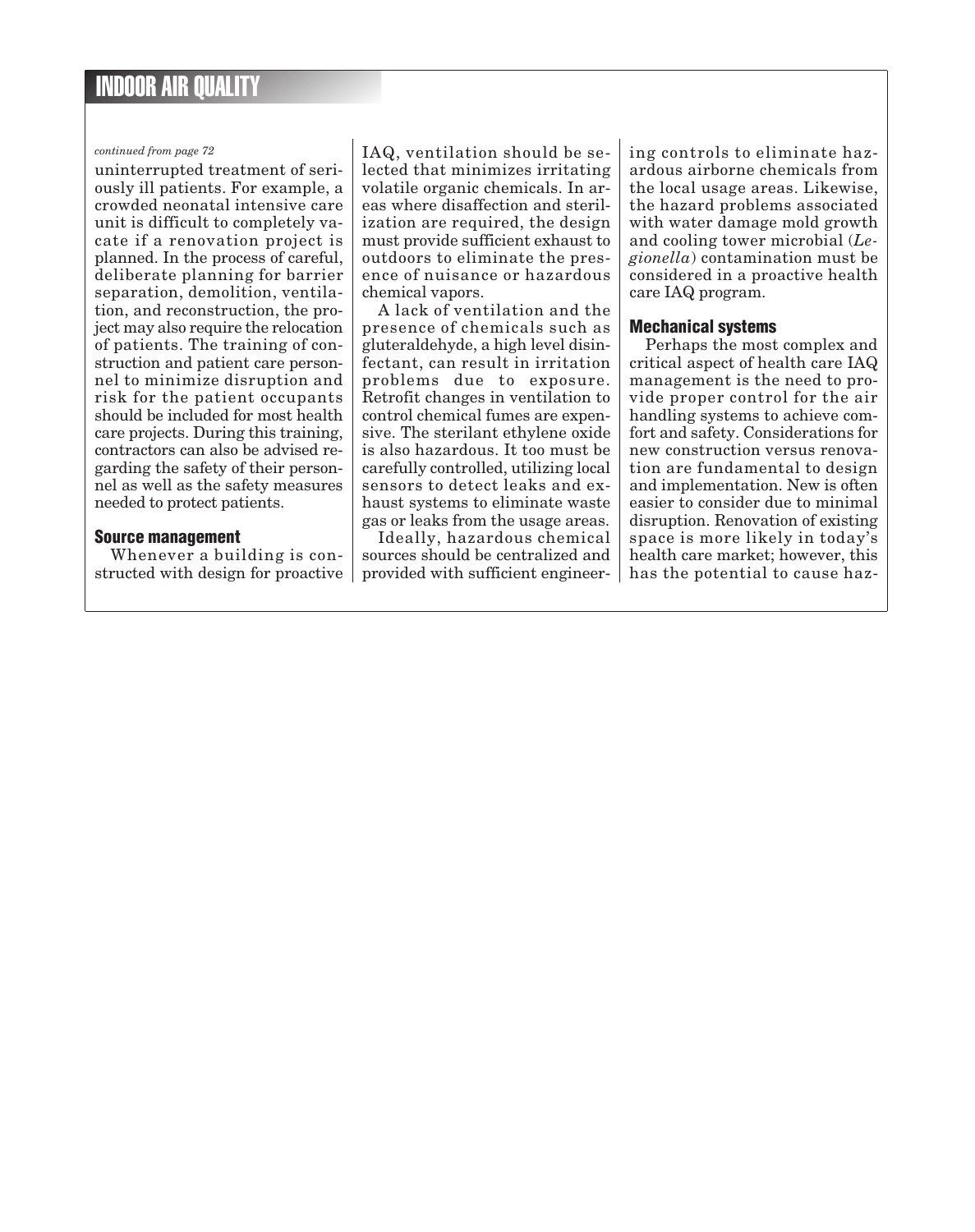*continued from page 72*

uninterrupted treatment of seriously ill patients. For example, a crowded neonatal intensive care unit is difficult to completely vacate if a renovation project is planned. In the process of careful, deliberate planning for barrier separation, demolition, ventilation, and reconstruction, the project may also require the relocation of patients. The training of construction and patient care personnel to minimize disruption and risk for the patient occupants should be included for most health care projects. During this training, contractors can also be advised regarding the safety of their personnel as well as the safety measures needed to protect patients.

### Source management

Whenever a building is constructed with design for proactive IAQ, ventilation should be selected that minimizes irritating volatile organic chemicals. In areas where disaffection and sterilization are required, the design must provide sufficient exhaust to outdoors to eliminate the presence of nuisance or hazardous chemical vapors.

A lack of ventilation and the presence of chemicals such as gluteraldehyde, a high level disinfectant, can result in irritation problems due to exposure. Retrofit changes in ventilation to control chemical fumes are expensive. The sterilant ethylene oxide is also hazardous. It too must be carefully controlled, utilizing local sensors to detect leaks and exhaust systems to eliminate waste gas or leaks from the usage areas.

Ideally, hazardous chemical sources should be centralized and provided with sufficient engineering controls to eliminate hazardous airborne chemicals from the local usage areas. Likewise, the hazard problems associated with water damage mold growth and cooling tower microbial (*Legionella*) contamination must be considered in a proactive health care IAQ program.

### Mechanical systems

Perhaps the most complex and critical aspect of health care IAQ management is the need to provide proper control for the air handling systems to achieve comfort and safety. Considerations for new construction versus renovation are fundamental to design and implementation. New is often easier to consider due to minimal disruption. Renovation of existing space is more likely in today's health care market; however, this has the potential to cause haz-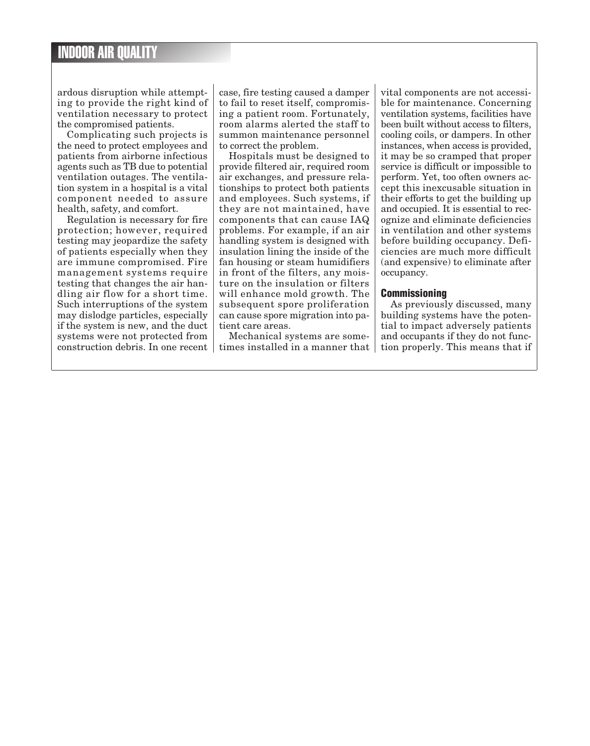ardous disruption while attempting to provide the right kind of ventilation necessary to protect the compromised patients.

Complicating such projects is the need to protect employees and patients from airborne infectious agents such as TB due to potential ventilation outages. The ventilation system in a hospital is a vital component needed to assure health, safety, and comfort.

Regulation is necessary for fire protection; however, required testing may jeopardize the safety of patients especially when they are immune compromised. Fire management systems require testing that changes the air handling air flow for a short time. Such interruptions of the system may dislodge particles, especially if the system is new, and the duct systems were not protected from construction debris. In one recent case, fire testing caused a damper to fail to reset itself, compromising a patient room. Fortunately, room alarms alerted the staff to summon maintenance personnel to correct the problem.

Hospitals must be designed to provide filtered air, required room air exchanges, and pressure relationships to protect both patients and employees. Such systems, if they are not maintained, have components that can cause IAQ problems. For example, if an air handling system is designed with insulation lining the inside of the fan housing or steam humidifiers in front of the filters, any moisture on the insulation or filters will enhance mold growth. The subsequent spore proliferation can cause spore migration into patient care areas.

Mechanical systems are sometimes installed in a manner that vital components are not accessible for maintenance. Concerning ventilation systems, facilities have been built without access to filters, cooling coils, or dampers. In other instances, when access is provided, it may be so cramped that proper service is difficult or impossible to perform. Yet, too often owners accept this inexcusable situation in their efforts to get the building up and occupied. It is essential to recognize and eliminate deficiencies in ventilation and other systems before building occupancy. Deficiencies are much more difficult (and expensive) to eliminate after occupancy.

## Commissioning

As previously discussed, many building systems have the potential to impact adversely patients and occupants if they do not function properly. This means that if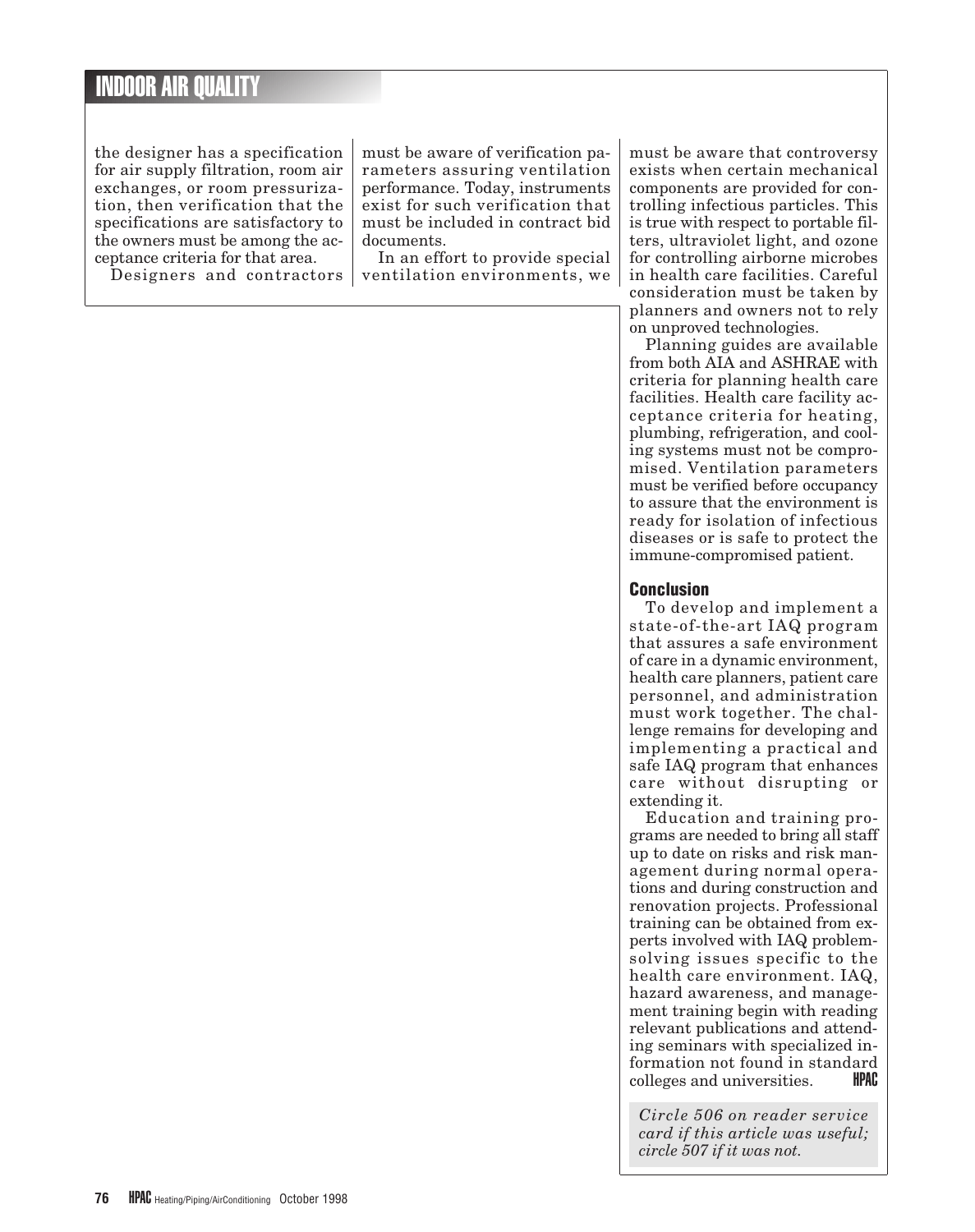the designer has a specification for air supply filtration, room air exchanges, or room pressurization, then verification that the specifications are satisfactory to the owners must be among the acceptance criteria for that area.

Designers and contractors must be aware of verification parameters assuring ventilation performance. Today, instruments exist for such verification that must be included in contract bid documents.

In an effort to provide special ventilation environments, we must be aware that controversy exists when certain mechanical components are provided for controlling infectious particles. This is true with respect to portable filters, ultraviolet light, and ozone for controlling airborne microbes in health care facilities. Careful consideration must be taken by planners and owners not to rely on unproved technologies.

Planning guides are available from both AIA and ASHRAE with criteria for planning health care facilities. Health care facility acceptance criteria for heating, plumbing, refrigeration, and cooling systems must not be compromised. Ventilation parameters must be verified before occupancy to assure that the environment is ready for isolation of infectious diseases or is safe to protect the immune-compromised patient.

## Conclusion

To develop and implement a state-of-the-art IAQ program that assures a safe environment of care in a dynamic environment, health care planners, patient care personnel, and administration must work together. The challenge remains for developing and implementing a practical and safe IAQ program that enhances care without disrupting or extending it.

Education and training programs are needed to bring all staff up to date on risks and risk management during normal operations and during construction and renovation projects. Professional training can be obtained from experts involved with IAQ problem-solving issues specific to the health care environment. IAQ, hazard awareness, and management training begin with reading relevant publications and attending seminars with specialized information not found in standard colleges and universities. **HPAC**

*Circle 506 on reader service card if this article was useful; circle 507 if it was not.*